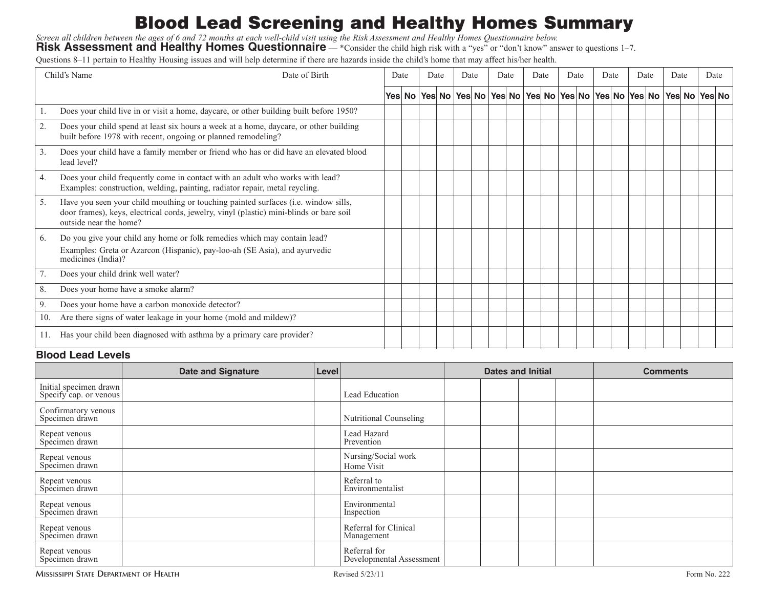# Blood Lead Screening and Healthy Homes Summary

*Screen all children between the ages of 6 and 72 months at each well-child visit using the Risk Assessment and Healthy Homes Questionnaire below.*

## Risk Assessment and Healthy Homes Questionnaire

— *Consider the child high risk with a "yes" or "don't know" answer to questions 1–7.

Questions 8–11 pertain to Healthy Housing issues and will help determine if there are hazards inside the child's home that may affect his/her health.

| Child's Name | Date of Birth | Date | | Date | | Date | | Date | | Date | | Date | | Date | | Date | | Date | | Date | |
|---|---|---|---|---|---|---|---|---|---|---|---|---|---|---|---|---|---|---|---|---|---|
| | | Yes | No | Yes | No | Yes | No | Yes | No | Yes | No | Yes | No | Yes | No | Yes | No | Yes | No | Yes | No |
| 1. | Does your child live in or visit a home, daycare, or other building built before 1950? | | | | | | | | | | | | | | | | | | | | |
| 2. | Does your child spend at least six hours a week at a home, daycare, or other building built before 1978 with recent, ongoing or planned remodeling? | | | | | | | | | | | | | | | | | | | | |
| 3. | Does your child have a family member or friend who has or did have an elevated blood lead level? | | | | | | | | | | | | | | | | | | | | |
| 4. | Does your child frequently come in contact with an adult who works with lead? Examples: construction, welding, painting, radiator repair, metal reycling. | | | | | | | | | | | | | | | | | | | | |
| 5. | Have you seen your child mouthing or touching painted surfaces (i.e. window sills, door frames), keys, electrical cords, jewelry, vinyl (plastic) mini-blinds or bare soil outside near the home? | | | | | | | | | | | | | | | | | | | | |
| 6. | Do you give your child any home or folk remedies which may contain lead? Examples: Greta or Azarcon (Hispanic), pay-loo-ah (SE Asia), and ayurvedic medicines (India)? | | | | | | | | | | | | | | | | | | | | |
| 7. | Does your child drink well water? | | | | | | | | | | | | | | | | | | | | |
| 8. | Does your home have a smoke alarm? | | | | | | | | | | | | | | | | | | | | |
| 9. | Does your home have a carbon monoxide detector? | | | | | | | | | | | | | | | | | | | | |
| 10. | Are there signs of water leakage in your home (mold and mildew)? | | | | | | | | | | | | | | | | | | | | |
| 11. | Has your child been diagnosed with asthma by a primary care provider? | | | | | | | | | | | | | | | | | | | | |

## Blood Lead Levels

| | Date and Signature | Level | | Dates and Initial | | | | Comments |
|---|---|---|---|---|---|---|---|---|
| Initial specimen drawn Specify cap. or venous | | | Lead Education | | | | | |
| Confirmatory venous Specimen drawn | | | Nutritional Counseling | | | | | |
| Repeat venous Specimen drawn | | | Lead Hazard Prevention | | | | | |
| Repeat venous Specimen drawn | | | Nursing/Social work Home Visit | | | | | |
| Repeat venous Specimen drawn | | | Referral to Environmentalist | | | | | |
| Repeat venous Specimen drawn | | | Environmental Inspection | | | | | |
| Repeat venous Specimen drawn | | | Referral for Clinical Management | | | | | |
| Repeat venous Specimen drawn | | | Referral for Developmental Assessment | | | | | |

Mississippi State Department of Health — Revised 5/23/11 — Form No. 222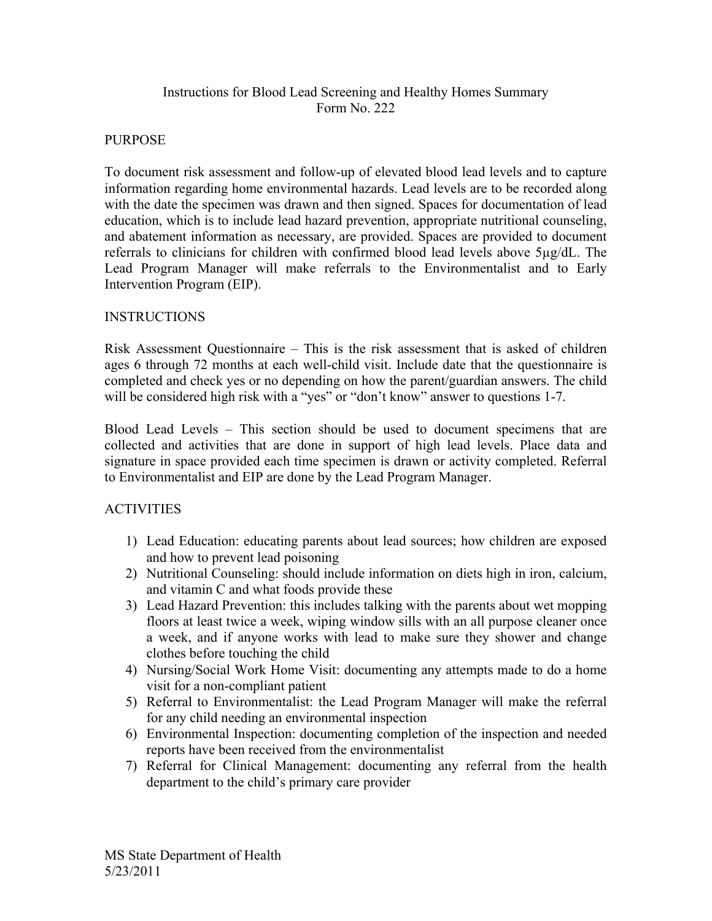# Instructions for Blood Lead Screening and Healthy Homes Summary
## Form No. 222

### PURPOSE

To document risk assessment and follow-up of elevated blood lead levels and to capture information regarding home environmental hazards. Lead levels are to be recorded along with the date the specimen was drawn and then signed. Spaces for documentation of lead education, which is to include lead hazard prevention, appropriate nutritional counseling, and abatement information as necessary, are provided. Spaces are provided to document referrals to clinicians for children with confirmed blood lead levels above 5µg/dL. The Lead Program Manager will make referrals to the Environmentalist and to Early Intervention Program (EIP).

### INSTRUCTIONS

Risk Assessment Questionnaire – This is the risk assessment that is asked of children ages 6 through 72 months at each well-child visit. Include date that the questionnaire is completed and check yes or no depending on how the parent/guardian answers. The child will be considered high risk with a "yes" or "don't know" answer to questions 1-7.

Blood Lead Levels – This section should be used to document specimens that are collected and activities that are done in support of high lead levels. Place data and signature in space provided each time specimen is drawn or activity completed. Referral to Environmentalist and EIP are done by the Lead Program Manager.

### ACTIVITIES

1) Lead Education: educating parents about lead sources; how children are exposed and how to prevent lead poisoning
2) Nutritional Counseling: should include information on diets high in iron, calcium, and vitamin C and what foods provide these
3) Lead Hazard Prevention: this includes talking with the parents about wet mopping floors at least twice a week, wiping window sills with an all purpose cleaner once a week, and if anyone works with lead to make sure they shower and change clothes before touching the child
4) Nursing/Social Work Home Visit: documenting any attempts made to do a home visit for a non-compliant patient
5) Referral to Environmentalist: the Lead Program Manager will make the referral for any child needing an environmental inspection
6) Environmental Inspection: documenting completion of the inspection and needed reports have been received from the environmentalist
7) Referral for Clinical Management: documenting any referral from the health department to the child's primary care provider

MS State Department of Health
5/23/2011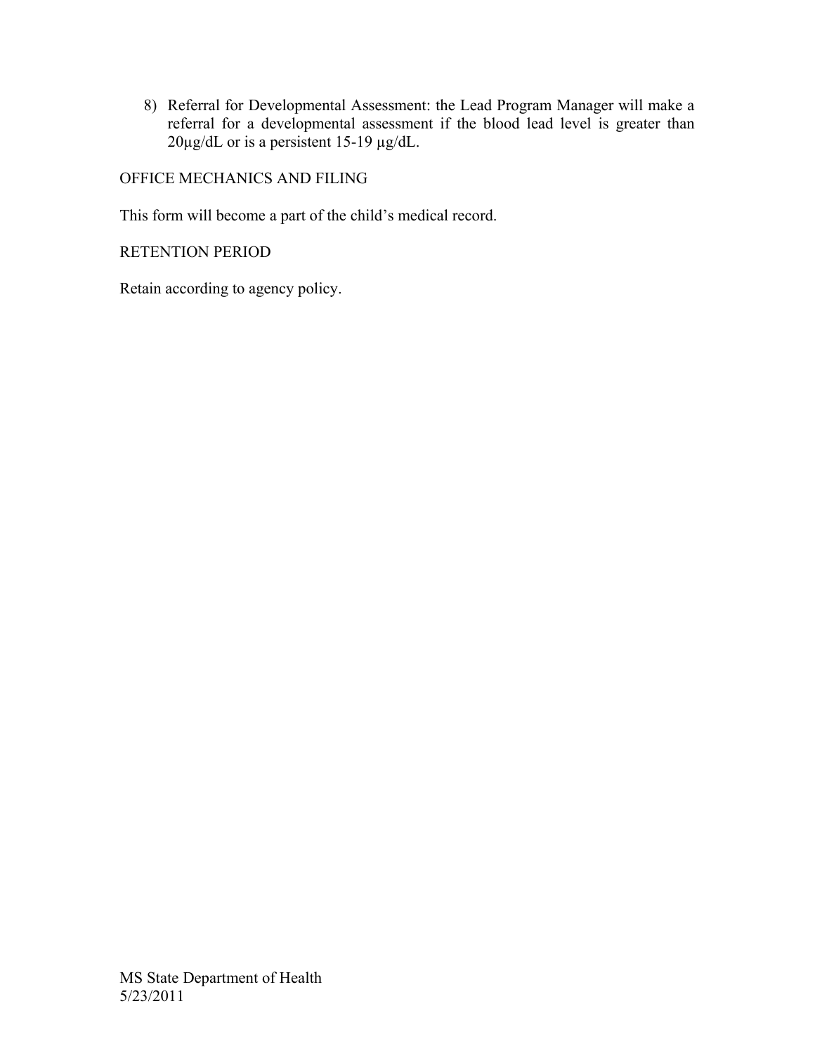8) Referral for Developmental Assessment: the Lead Program Manager will make a referral for a developmental assessment if the blood lead level is greater than 20µg/dL or is a persistent 15-19 µg/dL.

## OFFICE MECHANICS AND FILING

This form will become a part of the child's medical record.

## RETENTION PERIOD

Retain according to agency policy.

MS State Department of Health
5/23/2011